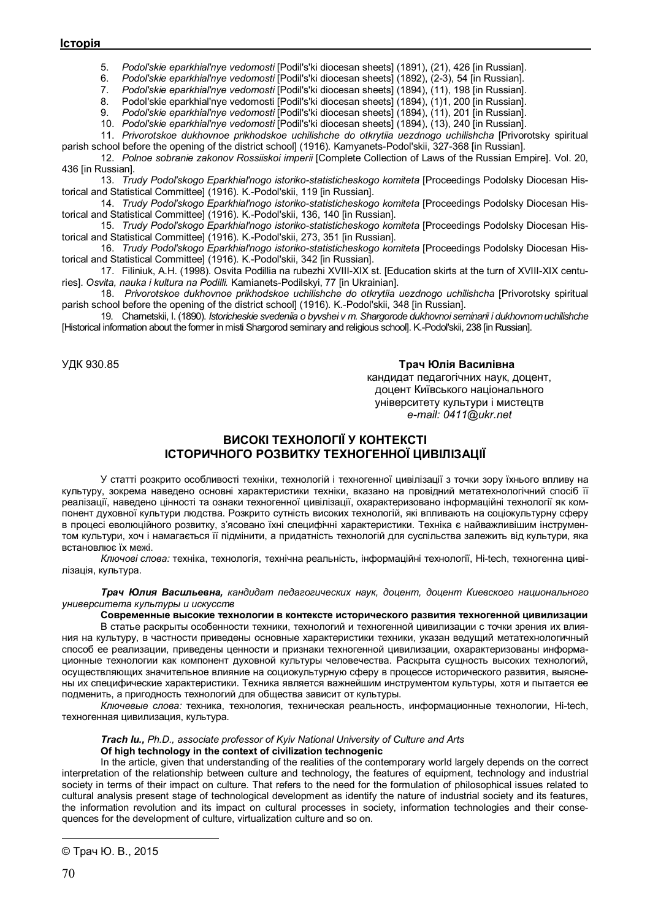5. *Podol'skie eparkhial'nye vedomosti* [Podil's'ki diocesan sheets] (1891), (21), 426 [in Russian].
6. *Podol'skie eparkhial'nye vedomosti* [Podil's'ki diocesan sheets] (1892), (2-3), 54 [in Russian].
7. *Podol'skie eparkhial'nye vedomosti* [Podil's'ki diocesan sheets] (1894), (11), 198 [in Russian].
8. Podol'skie eparkhial'nye vedomosti [Podil's'ki diocesan sheets] (1894), (1)1, 200 [in Russian].
9. *Podol'skie eparkhial'nye vedomosti* [Podil's'ki diocesan sheets] (1894), (11), 201 [in Russian].
10. *Podol'skie eparkhial'nye vedomosti* [Podil's'ki diocesan sheets] (1894), (13), 240 [in Russian].
11. *Privorotskoe dukhovnoe prikhodskoe uchilishche do otkrytiia uezdnogo uchilishcha* [Privorotsky spiritual parish school before the opening of the district school] (1916). Kamyanets-Podol'skii, 327-368 [in Russian].
12. *Polnoe sobranie zakonov Rossiiskoi imperii* [Complete Collection of Laws of the Russian Empire]. Vol. 20, 436 [in Russian].
13. *Trudy Podol'skogo Eparkhial'nogo istoriko-statisticheskogo komiteta* [Proceedings Podolsky Diocesan Historical and Statistical Committee] (1916). K.-Podol'skii, 119 [in Russian].
14. *Trudy Podol'skogo Eparkhial'nogo istoriko-statisticheskogo komiteta* [Proceedings Podolsky Diocesan Historical and Statistical Committee] (1916). K.-Podol'skii, 136, 140 [in Russian].
15. *Trudy Podol'skogo Eparkhial'nogo istoriko-statisticheskogo komiteta* [Proceedings Podolsky Diocesan Historical and Statistical Committee] (1916). K.-Podol'skii, 273, 351 [in Russian].
16. *Trudy Podol'skogo Eparkhial'nogo istoriko-statisticheskogo komiteta* [Proceedings Podolsky Diocesan Historical and Statistical Committee] (1916). K.-Podol'skii, 342 [in Russian].
17. Filiniuk, A.H. (1998). Osvita Podillia na rubezhi XVIII-XIX st. [Education skirts at the turn of XVIII-XIX centuries]. *Osvita, nauka i kultura na Podilli.* Kamianets-Podilskyi, 77 [in Ukrainian].
18. *Privorotskoe dukhovnoe prikhodskoe uchilishche do otkrytiia uezdnogo uchilishcha* [Privorotsky spiritual parish school before the opening of the district school] (1916). K.-Podol'skii, 348 [in Russian].
19. Charnetskii, I. (1890). *Istoricheskie svedeniia o byvshei v m. Shargorode dukhovnoi seminarii i dukhovnom uchilishche* [Historical information about the former in misti Shargorod seminary and religious school]. K.-Podol'skii, 238 [in Russian].

УДК 930.85

**Трач Юлія Василівна**
кандидат педагогічних наук, доцент,
доцент Київського національного
університету культури і мистецтв
*e-mail: 0411@ukr.net*

## ВИСОКІ ТЕХНОЛОГІЇ У КОНТЕКСТІ ІСТОРИЧНОГО РОЗВИТКУ ТЕХНОГЕННОЇ ЦИВІЛІЗАЦІЇ

У статті розкрито особливості техніки, технологій і техногенної цивілізації з точки зору їхнього впливу на культуру, зокрема наведено основні характеристики техніки, вказано на провідний метатехнологічний спосіб її реалізації, наведено цінності та ознаки техногенної цивілізації, охарактеризовано інформаційні технології як компонент духовної культури людства. Розкрито сутність високих технологій, які впливають на соціокультурну сферу в процесі еволюційного розвитку, з'ясовано їхні специфічні характеристики. Техніка є найважливішим інструментом культури, хоч і намагається її підмінити, а придатність технологій для суспільства залежить від культури, яка встановлює їх межі.

*Ключові слова:* техніка, технологія, технічна реальність, інформаційні технології, Hi-tech, техногенна цивілізація, культура.

***Трач Юлия Васильевна,*** *кандидат педагогических наук, доцент, доцент Киевского национального университета культуры и искусств*

**Современные высокие технологии в контексте исторического развития техногенной цивилизации**

В статье раскрыты особенности техники, технологий и техногенной цивилизации с точки зрения их влияния на культуру, в частности приведены основные характеристики техники, указан ведущий метатехнологичный способ ее реализации, приведены ценности и признаки техногенной цивилизации, охарактеризованы информационные технологии как компонент духовной культуры человечества. Раскрыта сущность высоких технологий, осуществляющих значительное влияние на социокультурную сферу в процессе исторического развития, выяснены их специфические характеристики. Техника является важнейшим инструментом культуры, хотя и пытается ее подменить, а пригодность технологий для общества зависит от культуры.

*Ключевые слова:* техника, технология, техническая реальность, информационные технологии, Hi-tech, техногенная цивилизация, культура.

***Trach Iu.,*** *Ph.D., associate professor of Kyiv National University of Culture and Arts*

**Of high technology in the context of civilization technogenic**

In the article, given that understanding of the realities of the contemporary world largely depends on the correct interpretation of the relationship between culture and technology, the features of equipment, technology and industrial society in terms of their impact on culture. That refers to the need for the formulation of philosophical issues related to cultural analysis present stage of technological development as identify the nature of industrial society and its features, the information revolution and its impact on cultural processes in society, information technologies and their consequences for the development of culture, virtualization culture and so on.

© Трач Ю. В., 2015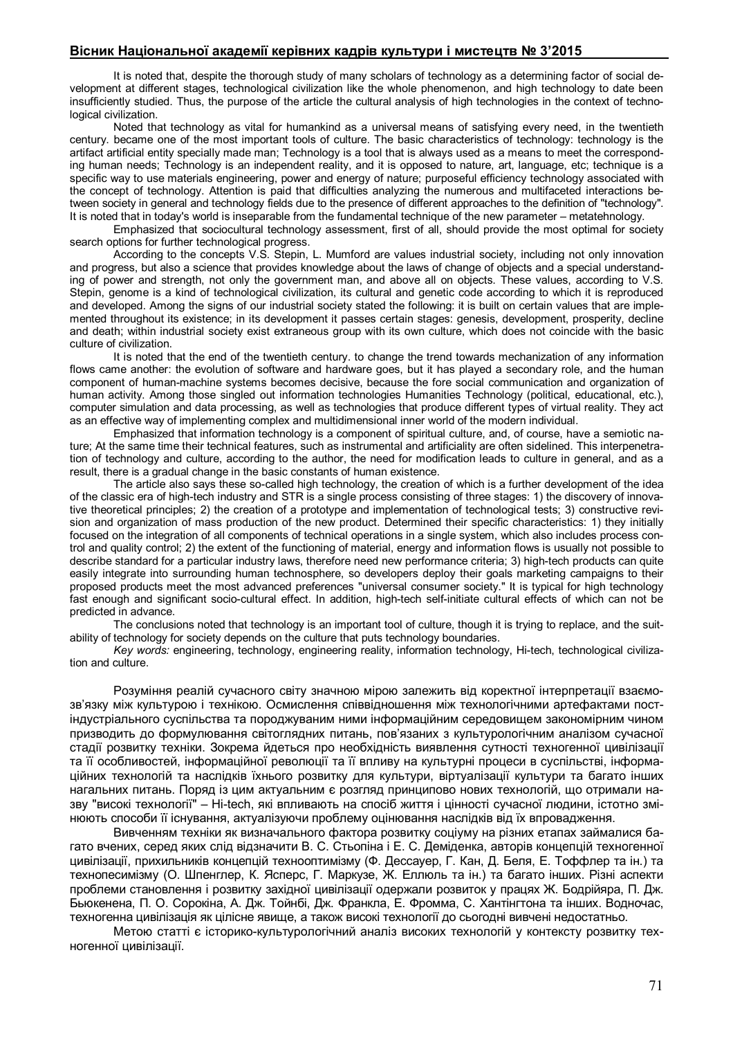It is noted that, despite the thorough study of many scholars of technology as a determining factor of social development at different stages, technological civilization like the whole phenomenon, and high technology to date been insufficiently studied. Thus, the purpose of the article the cultural analysis of high technologies in the context of technological civilization.

Noted that technology as vital for humankind as a universal means of satisfying every need, in the twentieth century. became one of the most important tools of culture. The basic characteristics of technology: technology is the artifact artificial entity specially made man; Technology is a tool that is always used as a means to meet the corresponding human needs; Technology is an independent reality, and it is opposed to nature, art, language, etc; technique is a specific way to use materials engineering, power and energy of nature; purposeful efficiency technology associated with the concept of technology. Attention is paid that difficulties analyzing the numerous and multifaceted interactions between society in general and technology fields due to the presence of different approaches to the definition of "technology". It is noted that in today's world is inseparable from the fundamental technique of the new parameter – metatehnology.

Emphasized that sociocultural technology assessment, first of all, should provide the most optimal for society search options for further technological progress.

According to the concepts V.S. Stepin, L. Mumford are values industrial society, including not only innovation and progress, but also a science that provides knowledge about the laws of change of objects and a special understanding of power and strength, not only the government man, and above all on objects. These values, according to V.S. Stepin, genome is a kind of technological civilization, its cultural and genetic code according to which it is reproduced and developed. Among the signs of our industrial society stated the following: it is built on certain values that are implemented throughout its existence; in its development it passes certain stages: genesis, development, prosperity, decline and death; within industrial society exist extraneous group with its own culture, which does not coincide with the basic culture of civilization.

It is noted that the end of the twentieth century. to change the trend towards mechanization of any information flows came another: the evolution of software and hardware goes, but it has played a secondary role, and the human component of human-machine systems becomes decisive, because the fore social communication and organization of human activity. Among those singled out information technologies Humanities Technology (political, educational, etc.), computer simulation and data processing, as well as technologies that produce different types of virtual reality. They act as an effective way of implementing complex and multidimensional inner world of the modern individual.

Emphasized that information technology is a component of spiritual culture, and, of course, have a semiotic nature; At the same time their technical features, such as instrumental and artificiality are often sidelined. This interpenetration of technology and culture, according to the author, the need for modification leads to culture in general, and as a result, there is a gradual change in the basic constants of human existence.

The article also says these so-called high technology, the creation of which is a further development of the idea of the classic era of high-tech industry and STR is a single process consisting of three stages: 1) the discovery of innovative theoretical principles; 2) the creation of a prototype and implementation of technological tests; 3) constructive revision and organization of mass production of the new product. Determined their specific characteristics: 1) they initially focused on the integration of all components of technical operations in a single system, which also includes process control and quality control; 2) the extent of the functioning of material, energy and information flows is usually not possible to describe standard for a particular industry laws, therefore need new performance criteria; 3) high-tech products can quite easily integrate into surrounding human technosphere, so developers deploy their goals marketing campaigns to their proposed products meet the most advanced preferences "universal consumer society." It is typical for high technology fast enough and significant socio-cultural effect. In addition, high-tech self-initiate cultural effects of which can not be predicted in advance.

The conclusions noted that technology is an important tool of culture, though it is trying to replace, and the suitability of technology for society depends on the culture that puts technology boundaries.

*Key words:* engineering, technology, engineering reality, information technology, Hi-tech, technological civilization and culture.

Розуміння реалій сучасного світу значною мірою залежить від коректної інтерпретації взаємозв'язку між культурою і технікою. Осмислення співвідношення між технологічними артефактами постіндустріального суспільства та породжуваним ними інформаційним середовищем закономірним чином призводить до формулювання світоглядних питань, пов'язаних з культурологічним аналізом сучасної стадії розвитку техніки. Зокрема йдеться про необхідність виявлення сутності техногенної цивілізації та її особливостей, інформаційної революції та її впливу на культурні процеси в суспільстві, інформаційних технологій та наслідків їхнього розвитку для культури, віртуалізації культури та багато інших нагальних питань. Поряд із цим актуальним є розгляд принципово нових технологій, що отримали назву "високі технології" – Hi-tech, які впливають на спосіб життя і цінності сучасної людини, істотно змінюють способи її існування, актуалізуючи проблему оцінювання наслідків від їх впровадження.

Вивченням техніки як визначального фактора розвитку соціуму на різних етапах займалися багато вчених, серед яких слід відзначити В. С. Стьопіна і Е. С. Деміденка, авторів концепцій техногенної цивілізації, прихильників концепцій технооптимізму (Ф. Дессауер, Г. Кан, Д. Беля, Е. Тоффлер та ін.) та технопесимізму (О. Шпенглер, К. Ясперс, Г. Маркузе, Ж. Еллюль та ін.) та багато інших. Різні аспекти проблеми становлення і розвитку західної цивілізації одержали розвиток у працях Ж. Бодрійяра, П. Дж. Бьюкенена, П. О. Сорокіна, А. Дж. Тойнбі, Дж. Франкла, Е. Фромма, С. Хантінгтона та інших. Водночас, техногенна цивілізація як цілісне явище, а також високі технології до сьогодні вивчені недостатньо.

Метою статті є історико-культурологічний аналіз високих технологій у контексту розвитку техногенної цивілізації.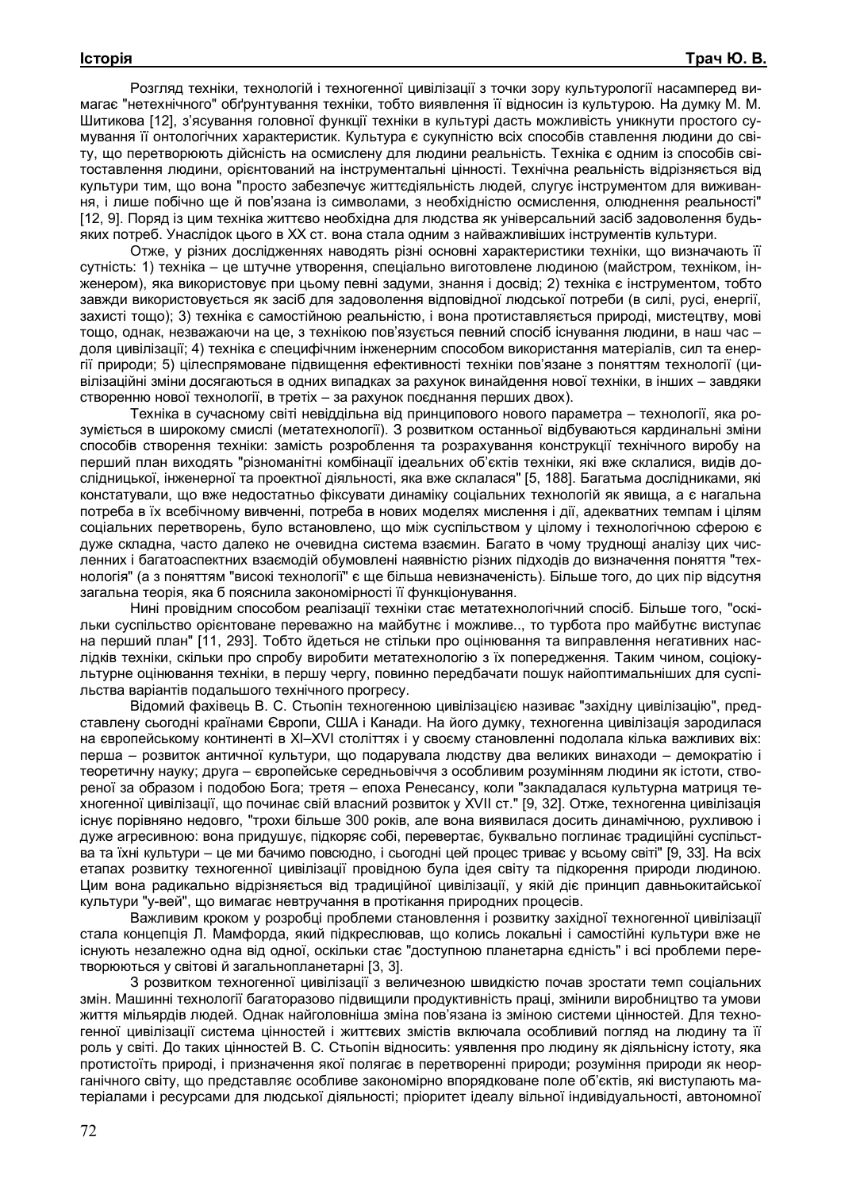Розгляд техніки, технологій і техногенної цивілізації з точки зору культурології насамперед вимагає "нетехнічного" обґрунтування техніки, тобто виявлення її відносин із культурою. На думку М. М. Шитикова [12], з'ясування головної функції техніки в культурі дасть можливість уникнути простого сумування її онтологічних характеристик. Культура є сукупністю всіх способів ставлення людини до світу, що перетворюють дійсність на осмислену для людини реальність. Техніка є одним із способів світоставлення людини, орієнтований на інструментальні цінності. Технічна реальність відрізняється від культури тим, що вона "просто забезпечує життєдіяльність людей, слугує інструментом для виживання, і лише побічно ще й пов'язана із символами, з необхідністю осмислення, олюднення реальності" [12, 9]. Поряд із цим техніка життєво необхідна для людства як універсальний засіб задоволення будь-яких потреб. Унаслідок цього в ХХ ст. вона стала одним з найважливіших інструментів культури.

Отже, у різних дослідженнях наводять різні основні характеристики техніки, що визначають її сутність: 1) техніка – це штучне утворення, спеціально виготовлене людиною (майстром, техніком, інженером), яка використовує при цьому певні задуми, знання і досвід; 2) техніка є інструментом, тобто завжди використовується як засіб для задоволення відповідної людської потреби (в силі, русі, енергії, захисті тощо); 3) техніка є самостійною реальністю, і вона протиставляється природі, мистецтву, мові тощо, однак, незважаючи на це, з технікою пов'язується певний спосіб існування людини, в наш час – доля цивілізації; 4) техніка є специфічним інженерним способом використання матеріалів, сил та енергії природи; 5) цілеспрямоване підвищення ефективності техніки пов'язане з поняттям технології (цивілізаційні зміни досягаються в одних випадках за рахунок винайдення нової техніки, в інших – завдяки створенню нової технології, в третіх – за рахунок поєднання перших двох).

Техніка в сучасному світі невіддільна від принципового нового параметра – технології, яка розуміється в широкому смислі (метатехнології). З розвитком останньої відбуваються кардинальні зміни способів створення техніки: замість розроблення та розрахування конструкції технічного виробу на перший план виходять "різноманітні комбінації ідеальних об'єктів техніки, які вже склалися, видів дослідницької, інженерної та проектної діяльності, яка вже склалася" [5, 188]. Багатьма дослідниками, які констатували, що вже недостатньо фіксувати динаміку соціальних технологій як явища, а є нагальна потреба в їх всебічному вивченні, потреба в нових моделях мислення і дії, адекватних темпам і цілям соціальних перетворень, було встановлено, що між суспільством у цілому і технологічною сферою є дуже складна, часто далеко не очевидна система взаємин. Багато в чому труднощі аналізу цих численних і багатоаспектних взаємодій обумовлені наявністю різних підходів до визначення поняття "технологія" (а з поняттям "високі технології" є ще більша невизначеність). Більше того, до цих пір відсутня загальна теорія, яка б пояснила закономірності її функціонування.

Нині провідним способом реалізації техніки стає метатехнологічний спосіб. Більше того, "оскільки суспільство орієнтоване переважно на майбутнє і можливе.., то турбота про майбутнє виступає на перший план" [11, 293]. Тобто йдеться не стільки про оцінювання та виправлення негативних наслідків техніки, скільки про спробу виробити метатехнологію з їх попередження. Таким чином, соціокультурне оцінювання техніки, в першу чергу, повинно передбачати пошук найоптимальніших для суспільства варіантів подальшого технічного прогресу.

Відомий фахівець В. С. Стьопін техногенною цивілізацією називає "західну цивілізацію", представлену сьогодні країнами Європи, США і Канади. На його думку, техногенна цивілізація зародилася на європейському континенті в XI–XVI століттях і у своєму становленні подолала кілька важливих віх: перша – розвиток античної культури, що подарувала людству два великих винаходи – демократію і теоретичну науку; друга – європейське середньовіччя з особливим розумінням людини як істоти, створеної за образом і подобою Бога; третя – епоха Ренесансу, коли "закладалася культурна матриця техногенної цивілізації, що починає свій власний розвиток у XVII ст." [9, 32]. Отже, техногенна цивілізація існує порівняно недовго, "трохи більше 300 років, але вона виявилася досить динамічною, рухливою і дуже агресивною: вона придушує, підкоряє собі, перевертає, буквально поглинає традиційні суспільства та їхні культури – це ми бачимо повсюдно, і сьогодні цей процес триває у всьому світі" [9, 33]. На всіх етапах розвитку техногенної цивілізації провідною була ідея світу та підкорення природи людиною. Цим вона радикально відрізняється від традиційної цивілізації, у якій діє принцип давньокитайської культури "у-вей", що вимагає невтручання в протікання природних процесів.

Важливим кроком у розробці проблеми становлення і розвитку західної техногенної цивілізації стала концепція Л. Мамфорда, який підкреслював, що колись локальні і самостійні культури вже не існують незалежно одна від одної, оскільки стає "доступною планетарна єдність" і всі проблеми перетворюються у світові й загальнопланетарні [3, 3].

З розвитком техногенної цивілізації з величезною швидкістю почав зростати темп соціальних змін. Машинні технології багаторазово підвищили продуктивність праці, змінили виробництво та умови життя мільярдів людей. Однак найголовніша зміна пов'язана із зміною системи цінностей. Для техногенної цивілізації система цінностей і життєвих змістів включала особливий погляд на людину та її роль у світі. До таких цінностей В. С. Стьопін відносить: уявлення про людину як діяльнісну істоту, яка протистоїть природі, і призначення якої полягає в перетворенні природи; розуміння природи як неорганічного світу, що представляє особливе закономірно впорядковане поле об'єктів, які виступають матеріалами і ресурсами для людської діяльності; пріоритет ідеалу вільної індивідуальності, автономної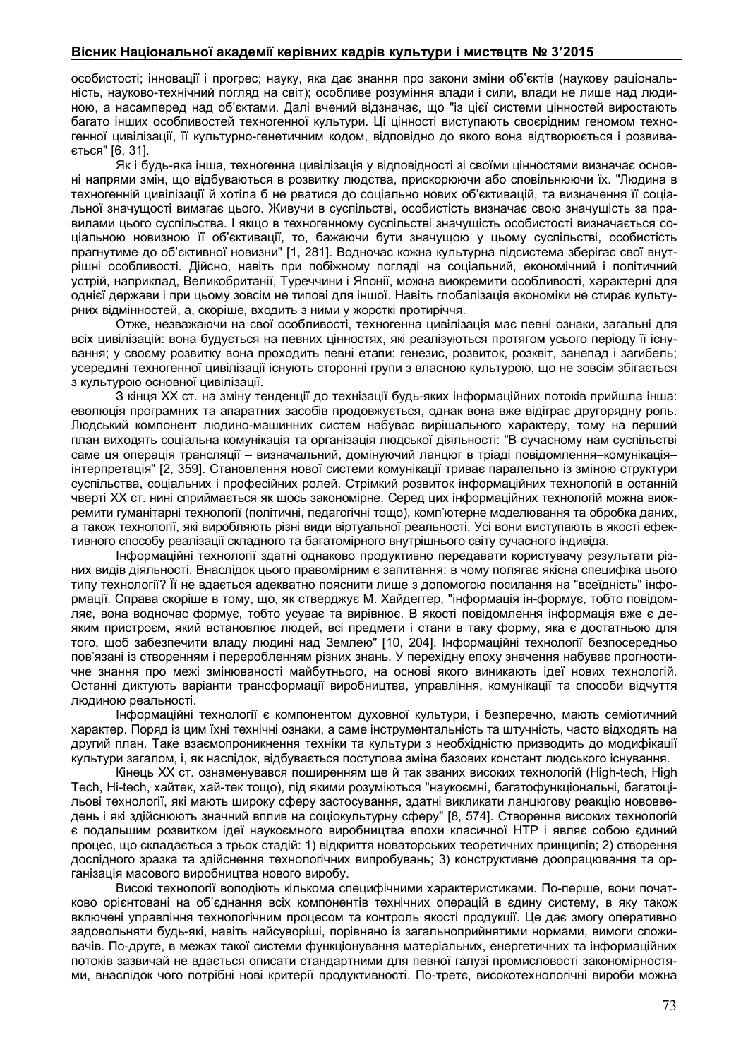особистості; інновації і прогрес; науку, яка дає знання про закони зміни об'єктів (наукову раціональність, науково-технічний погляд на світ); особливе розуміння влади і сили, влади не лише над людиною, а насамперед над об'єктами. Далі вчений відзначає, що "із цієї системи цінностей виростають багато інших особливостей техногенної культури. Ці цінності виступають своєрідним геномом техногенної цивілізації, її культурно-генетичним кодом, відповідно до якого вона відтворюється і розвивається" [6, 31].

Як і будь-яка інша, техногенна цивілізація у відповідності зі своїми цінностями визначає основні напрями змін, що відбуваються в розвитку людства, прискорюючи або сповільнюючи їх. "Людина в техногенній цивілізації й хотіла б не рватися до соціально нових об'єктивацій, та визначення її соціальної значущості вимагає цього. Живучи в суспільстві, особистість визначає свою значущість за правилами цього суспільства. І якщо в техногенному суспільстві значущість особистості визначається соціальною новизною її об'єктивації, то, бажаючи бути значущою у цьому суспільстві, особистість прагнутиме до об'єктивної новизни" [1, 281]. Водночас кожна культурна підсистема зберігає свої внутрішні особливості. Дійсно, навіть при побіжному погляді на соціальний, економічний і політичний устрій, наприклад, Великобританії, Туреччини і Японії, можна виокремити особливості, характерні для однієї держави і при цьому зовсім не типові для іншої. Навіть глобалізація економіки не стирає культурних відмінностей, а, скоріше, входить з ними у жорсткі протиріччя.

Отже, незважаючи на свої особливості, техногенна цивілізація має певні ознаки, загальні для всіх цивілізацій: вона будується на певних цінностях, які реалізуються протягом усього періоду її існування; у своєму розвитку вона проходить певні етапи: генезис, розвиток, розквіт, занепад і загибель; усередині техногенної цивілізації існують сторонні групи з власною культурою, що не зовсім збігається з культурою основної цивілізації.

З кінця ХХ ст. на зміну тенденції до технізації будь-яких інформаційних потоків прийшла інша: еволюція програмних та апаратних засобів продовжується, однак вона вже відіграє другорядну роль. Людський компонент людино-машинних систем набуває вирішального характеру, тому на перший план виходять соціальна комунікація та організація людської діяльності: "В сучасному нам суспільстві саме ця операція трансляції – визначальний, домінуючий ланцюг в тріаді повідомлення–комунікація–інтерпретація" [2, 359]. Становлення нової системи комунікації триває паралельно із зміною структури суспільства, соціальних і професійних ролей. Стрімкий розвиток інформаційних технологій в останній чверті ХХ ст. нині сприймається як щось закономірне. Серед цих інформаційних технологій можна виокремити гуманітарні технології (політичні, педагогічні тощо), комп'ютерне моделювання та обробка даних, а також технології, які виробляють різні види віртуальної реальності. Усі вони виступають в якості ефективного способу реалізації складного та багатомірного внутрішнього світу сучасного індивіда.

Інформаційні технології здатні однаково продуктивно передавати користувачу результати різних видів діяльності. Внаслідок цього правомірним є запитання: в чому полягає якісна специфіка цього типу технології? Її не вдається адекватно пояснити лише з допомогою посилання на "всеїдність" інформації. Справа скоріше в тому, що, як стверджує М. Хайдеггер, "інформація ін-формує, тобто повідомляє, вона водночас формує, тобто усуває та вирівнює. В якості повідомлення інформація вже є деяким пристроєм, який встановлює людей, всі предмети і стани в таку форму, яка є достатньою для того, щоб забезпечити владу людині над Землею" [10, 204]. Інформаційні технології безпосередньо пов'язані із створенням і переробленням різних знань. У перехідну епоху значення набуває прогностичне знання про межі змінюваності майбутнього, на основі якого виникають ідеї нових технологій. Останні диктують варіанти трансформації виробництва, управління, комунікації та способи відчуття людиною реальності.

Інформаційні технології є компонентом духовної культури, і безперечно, мають семіотичний характер. Поряд із цим їхні технічні ознаки, а саме інструментальність та штучність, часто відходять на другий план. Таке взаємопроникнення техніки та культури з необхідністю призводить до модифікації культури загалом, і, як наслідок, відбувається поступова зміна базових констант людського існування.

Кінець ХХ ст. ознаменувався поширенням ще й так званих високих технологій (High-tech, High Tech, Hi-tech, хайтек, хай-тек тощо), під якими розуміються "наукоємні, багатофункціональні, багатоцільові технології, які мають широку сферу застосування, здатні викликати ланцюгову реакцію нововведень і які здійснюють значний вплив на соціокультурну сферу" [8, 574]. Створення високих технологій є подальшим розвитком ідеї наукоємного виробництва епохи класичної НТР і являє собою єдиний процес, що складається з трьох стадій: 1) відкриття новаторських теоретичних принципів; 2) створення дослідного зразка та здійснення технологічних випробувань; 3) конструктивне доопрацювання та організація масового виробництва нового виробу.

Високі технології володіють кількома специфічними характеристиками. По-перше, вони початково орієнтовані на об'єднання всіх компонентів технічних операцій в єдину систему, в яку також включені управління технологічним процесом та контроль якості продукції. Це дає змогу оперативно задовольняти будь-які, навіть найсуворіші, порівняно із загальноприйнятими нормами, вимоги споживачів. По-друге, в межах такої системи функціонування матеріальних, енергетичних та інформаційних потоків зазвичай не вдається описати стандартними для певної галузі промисловості закономірностями, внаслідок чого потрібні нові критерії продуктивності. По-третє, високотехнологічні вироби можна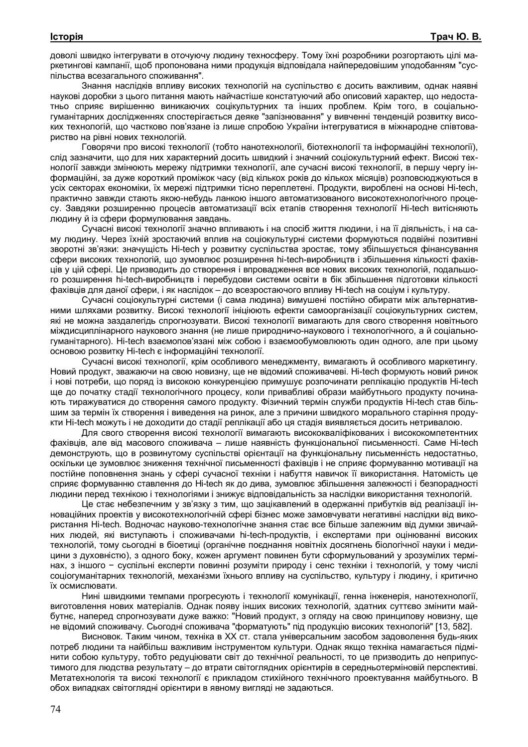доволі швидко інтегрувати в оточуючу людину техносферу. Тому їхні розробники розгортають цілі маркетингові кампанії, щоб пропонована ними продукція відповідала найпередовішим уподобанням "суспільства всезагального споживання".

Знання наслідків впливу високих технологій на суспільство є досить важливим, однак наявні наукові доробки з цього питання мають найчастіше констатуючий або описовий характер, що недостатньо сприяє вирішенню виникаючих соціокультурних та інших проблем. Крім того, в соціально-гуманітарних дослідженнях спостерігається деяке "запізнювання" у вивченні тенденцій розвитку високих технологій, що частково пов'язане із лише спробою України інтегруватися в міжнародне співтовариство на рівні нових технологій.

Говорячи про високі технології (тобто нанотехнології, біотехнології та інформаційні технології), слід зазначити, що для них характерний досить швидкий і значний соціокультурний ефект. Високі технології завжди змінюють мережу підтримки технології, але сучасні високі технології, в першу чергу інформаційні, за дуже короткий проміжок часу (від кількох років до кількох місяців) розповсюджуються в усіх секторах економіки, їх мережі підтримки тісно переплетені. Продукти, вироблені на основі Hi-tech, практично завжди стають якою-небудь ланкою іншого автоматизованого високотехнологічного процесу. Завдяки розширенню процесів автоматизації всіх етапів створення технології Hi-tech витісняють людину й із сфери формулювання завдань.

Сучасні високі технології значно впливають і на спосіб життя людини, і на її діяльність, і на саму людину. Через їхній зростаючий вплив на соціокультурні системи формуються подвійні позитивні зворотні зв'язки: значущість Hi-tech у розвитку суспільства зростає, тому збільшується фінансування сфери високих технологій, що зумовлює розширення hi-tech-виробництв і збільшення кількості фахівців у цій сфері. Це призводить до створення і впровадження все нових високих технологій, подальшого розширення hi-tech-виробництв і перебудови системи освіти в бік збільшення підготовки кількості фахівців для даної сфери, і як наслідок – до всезростаючого впливу Hi-tech на соціум і культуру.

Сучасні соціокультурні системи (і сама людина) вимушені постійно обирати між альтернативними шляхами розвитку. Високі технології ініціюють ефекти самоорганізації соціокультурних систем, які не можна заздалегідь спрогнозувати. Високі технології вимагають для свого створення новітнього міждисциплінарного наукового знання (не лише природничо-наукового і технологічного, а й соціально-гуманітарного). Hi-tech взаємопов'язані між собою і взаємообумовлюють один одного, але при цьому основою розвитку Hi-tech є інформаційні технології.

Сучасні високі технології, крім особливого менеджменту, вимагають й особливого маркетингу. Новий продукт, зважаючи на свою новизну, ще не відомий споживачеві. Hi-tech формують новий ринок і нові потреби, що поряд із високою конкуренцією примушує розпочинати реплікацію продуктів Hi-tech ще до початку стадії технологічного процесу, коли привабливі образи майбутнього продукту починають тиражуватися до створення самого продукту. Фізичний термін служби продуктів Hi-tech став більшим за термін їх створення і виведення на ринок, але з причини швидкого морального старіння продукти Hi-tech можуть і не доходити до стадії реплікації або ця стадія виявляється досить нетривалою.

Для свого створення високі технології вимагають висококваліфікованих і висококомпетентних фахівців, але від масового споживача – лише наявність функціональної письменності. Саме Hi-tech демонструють, що в розвинутому суспільстві орієнтації на функціональну письменність недостатньо, оскільки це зумовлює зниження технічної письменності фахівців і не сприяє формуванню мотивації на постійне поповнення знань у сфері сучасної техніки і набуття навичок її використання. Натомість це сприяє формуванню ставлення до Hi-tech як до дива, зумовлює збільшення залежності і безпорадності людини перед технікою і технологіями і знижує відповідальність за наслідки використання технологій.

Це стає небезпечним у зв'язку з тим, що зацікавлений в одержанні прибутків від реалізації інноваційних проектів у високотехнологічній сфері бізнес може замовчувати негативні наслідки від використання Hi-tech. Водночас науково-технологічне знання стає все більше залежним від думки звичайних людей, які виступають і споживачами hi-tech-продуктів, і експертами при оцінюванні високих технологій, тому сьогодні в біоетиці (органічне поєднання новітніх досягнень біологічної науки і медицини з духовністю), з одного боку, кожен аргумент повинен бути сформульований у зрозумілих термінах, з іншого − суспільні експерти повинні розуміти природу і сенс техніки і технологій, у тому числі соціогуманітарних технологій, механізми їхнього впливу на суспільство, культуру і людину, і критично їх осмислювати.

Нині швидкими темпами прогресують і технології комунікації, генна інженерія, нанотехнології, виготовлення нових матеріалів. Однак появу інших високих технологій, здатних суттєво змінити майбутнє, наперед спрогнозувати дуже важко: "Новий продукт, з огляду на свою принципову новизну, ще не відомий споживачу. Сьогодні споживача "форматують" під продукцію високих технологій" [13, 582].

Висновок. Таким чином, техніка в ХХ ст. стала універсальним засобом задоволення будь-яких потреб людини та найбільш важливим інструментом культури. Однак якщо техніка намагається підмінити собою культуру, тобто редуціювати світ до технічної реальності, то це призводить до неприпустимого для людства результату – до втрати світоглядних орієнтирів в середньотерміновій перспективі. Метатехнологія та високі технології є прикладом стихійного технічного проектування майбутнього. В обох випадках світоглядні орієнтири в явному вигляді не задаються.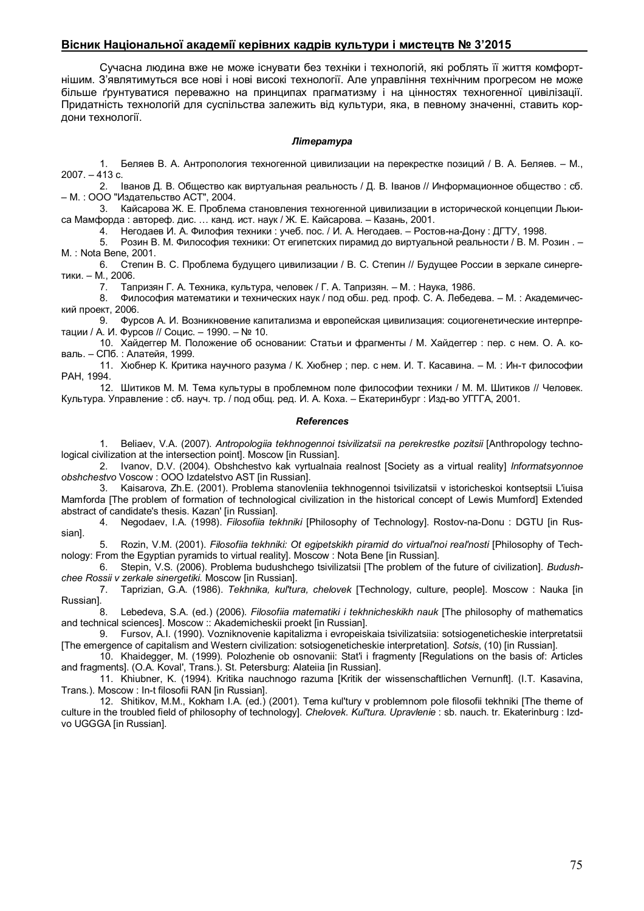Сучасна людина вже не може існувати без техніки і технологій, які роблять її життя комфортнішим. З'являтимуться все нові і нові високі технології. Але управління технічним прогресом не може більше ґрунтуватися переважно на принципах прагматизму і на цінностях техногенної цивілізації. Придатність технологій для суспільства залежить від культури, яка, в певному значенні, ставить кордони технології.

***Література***

1. Беляев В. А. Антропология техногенной цивилизации на перекрестке позиций / В. А. Беляев. – М., 2007. – 413 с.
2. Іванов Д. В. Общество как виртуальная реальность / Д. В. Іванов // Информационное общество : сб. – М. : ООО "Издательство АСТ", 2004.
3. Кайсарова Ж. Е. Проблема становления техногенной цивилизации в исторической концепции Льюиса Мамфорда : автореф. дис. … канд. ист. наук / Ж. Е. Кайсарова. – Казань, 2001.
4. Негодаев И. А. Филофия техники : учеб. пос. / И. А. Негодаев. – Ростов-на-Дону : ДГТУ, 1998.
5. Розин В. М. Философия техники: От египетских пирамид до виртуальной реальности / В. М. Розин . – М. : Nota Bene, 2001.
6. Степин В. С. Проблема будущего цивилизации / В. С. Степин // Будущее России в зеркале синергетики. – М., 2006.
7. Тапризян Г. А. Техника, культура, человек / Г. А. Тапризян. – М. : Наука, 1986.
8. Философия математики и технических наук / под обш. ред. проф. С. А. Лебедева. – М. : Академический проект, 2006.
9. Фурсов А. И. Возникновение капитализма и европейская цивилизация: социогенетические интерпретации / А. И. Фурсов // Социс. – 1990. – № 10.
10. Хайдеггер М. Положение об основании: Статьи и фрагменты / М. Хайдеггер : пер. с нем. О. А. коваль. – СПб. : Алатейя, 1999.
11. Хюбнер К. Критика научного разума / К. Хюбнер ; пер. с нем. И. Т. Касавина. – М. : Ин-т философии РАН, 1994.
12. Шитиков М. М. Тема культуры в проблемном поле философии техники / М. М. Шитиков // Человек. Культура. Управление : сб. науч. тр. / под общ. ред. И. А. Коха. – Екатеринбург : Изд-во УГГГА, 2001.

***References***

1. Beliaev, V.A. (2007). *Antropologiia tekhnogennoi tsivilizatsii na perekrestke pozitsii* [Anthropology technological civilization at the intersection point]. Moscow [in Russian].
2. Ivanov, D.V. (2004). Obshchestvo kak vyrtualnaia realnost [Society as a virtual reality] *Informatsyonnoe obshchestvo* Voscow : OOO Izdatelstvo AST [in Russian].
3. Kaisarova, Zh.E. (2001). Problema stanovleniia tekhnogennoi tsivilizatsii v istoricheskoi kontseptsii L'iuisa Mamforda [The problem of formation of technological civilization in the historical concept of Lewis Mumford] Extended abstract of candidate's thesis. Kazan' [in Russian].
4. Negodaev, I.A. (1998). *Filosofiia tekhniki* [Philosophy of Technology]. Rostov-na-Donu : DGTU [in Russian].
5. Rozin, V.M. (2001). *Filosofiia tekhniki: Ot egipetskikh piramid do virtual'noi real'nosti* [Philosophy of Technology: From the Egyptian pyramids to virtual reality]. Moscow : Nota Bene [in Russian].
6. Stepin, V.S. (2006). Problema budushchego tsivilizatsii [The problem of the future of civilization]. *Budushchee Rossii v zerkale sinergetiki.* Moscow [in Russian].
7. Taprizian, G.A. (1986). *Tekhnika, kul'tura, chelovek* [Technology, culture, people]. Moscow : Nauka [in Russian].
8. Lebedeva, S.A. (ed.) (2006). *Filosofiia matematiki i tekhnicheskikh nauk* [The philosophy of mathematics and technical sciences]. Moscow :: Akademicheskii proekt [in Russian].
9. Fursov, A.I. (1990). Vozniknovenie kapitalizma i evropeiskaia tsivilizatsiia: sotsiogeneticheskie interpretatsii [The emergence of capitalism and Western civilization: sotsiogeneticheskie interpretation]. *Sotsis*, (10) [in Russian].
10. Khaidegger, M. (1999). Polozhenie ob osnovanii: Stat'i i fragmenty [Regulations on the basis of: Articles and fragments]. (O.A. Koval', Trans.). St. Petersburg: Alateiia [in Russian].
11. Khiubner, K. (1994). Kritika nauchnogo razuma [Kritik der wissenschaftlichen Vernunft]. (I.T. Kasavina, Trans.). Moscow : In-t filosofii RAN [in Russian].
12. Shitikov, M.M., Kokham I.A. (ed.) (2001). Tema kul'tury v problemnom pole filosofii tekhniki [The theme of culture in the troubled field of philosophy of technology]. *Chelovek. Kul'tura. Upravlenie* : sb. nauch. tr. Ekaterinburg : Izd-vo UGGGA [in Russian].